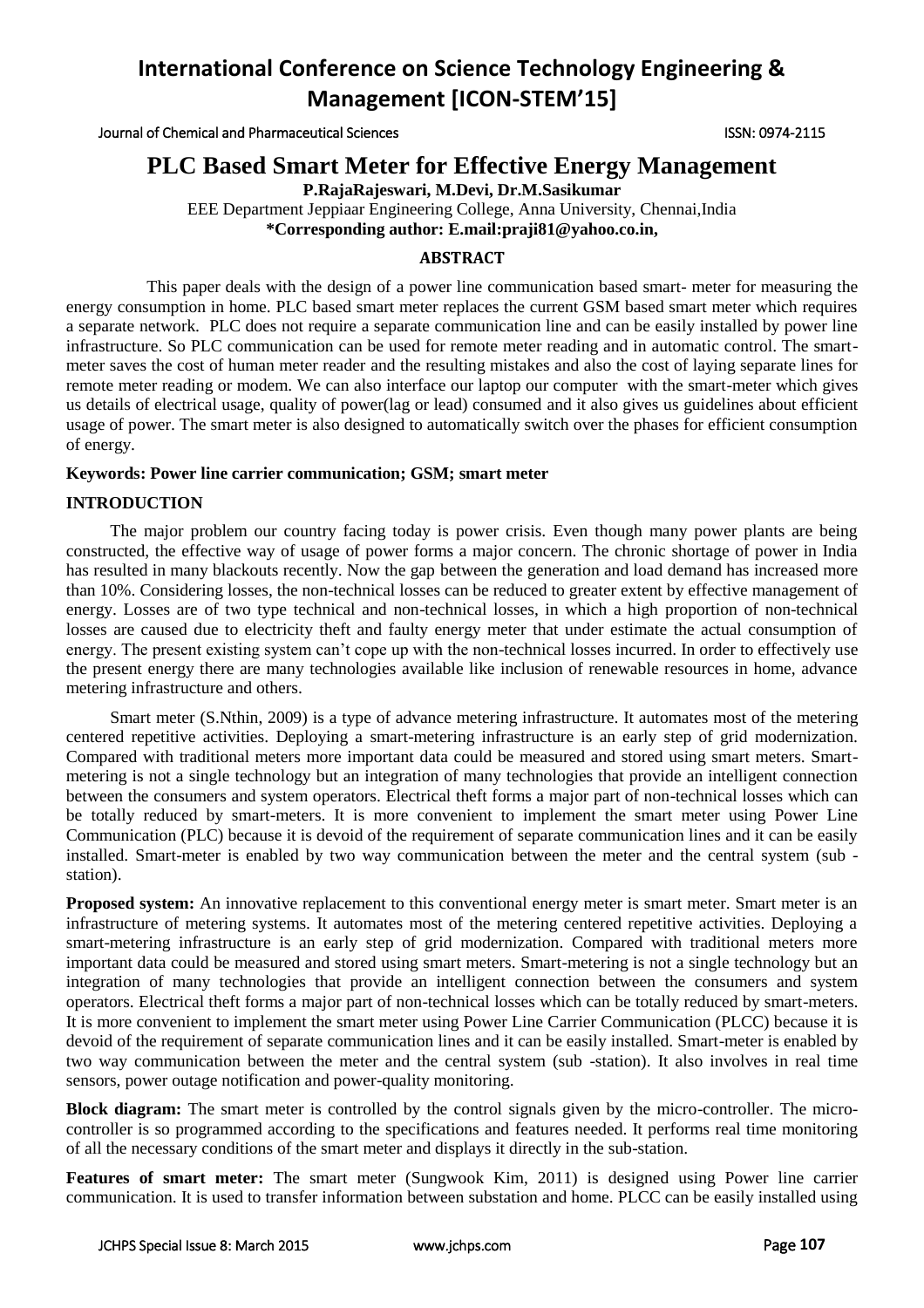# PLC Based Smart Meter for Effective Energy Management

**P.RajaRajeswari, M.Devi, Dr.M.Sasikumar**

EEE Department Jeppiaar Engineering College, Anna University, Chennai,India

**\*Corresponding author: E.mail:praji81@yahoo.co.in,**

## ABSTRACT

This paper deals with the design of a power line communication based smart- meter for measuring the energy consumption in home. PLC based smart meter replaces the current GSM based smart meter which requires a separate network. PLC does not require a separate communication line and can be easily installed by power line infrastructure. So PLC communication can be used for remote meter reading and in automatic control. The smart-meter saves the cost of human meter reader and the resulting mistakes and also the cost of laying separate lines for remote meter reading or modem. We can also interface our laptop our computer with the smart-meter which gives us details of electrical usage, quality of power(lag or lead) consumed and it also gives us guidelines about efficient usage of power. The smart meter is also designed to automatically switch over the phases for efficient consumption of energy.

**Keywords: Power line carrier communication; GSM; smart meter**

## INTRODUCTION

The major problem our country facing today is power crisis. Even though many power plants are being constructed, the effective way of usage of power forms a major concern. The chronic shortage of power in India has resulted in many blackouts recently. Now the gap between the generation and load demand has increased more than 10%. Considering losses, the non-technical losses can be reduced to greater extent by effective management of energy. Losses are of two type technical and non-technical losses, in which a high proportion of non-technical losses are caused due to electricity theft and faulty energy meter that under estimate the actual consumption of energy. The present existing system can't cope up with the non-technical losses incurred. In order to effectively use the present energy there are many technologies available like inclusion of renewable resources in home, advance metering infrastructure and others.

Smart meter (S.Nthin, 2009) is a type of advance metering infrastructure. It automates most of the metering centered repetitive activities. Deploying a smart-metering infrastructure is an early step of grid modernization. Compared with traditional meters more important data could be measured and stored using smart meters. Smart-metering is not a single technology but an integration of many technologies that provide an intelligent connection between the consumers and system operators. Electrical theft forms a major part of non-technical losses which can be totally reduced by smart-meters. It is more convenient to implement the smart meter using Power Line Communication (PLC) because it is devoid of the requirement of separate communication lines and it can be easily installed. Smart-meter is enabled by two way communication between the meter and the central system (sub - station).

**Proposed system:** An innovative replacement to this conventional energy meter is smart meter. Smart meter is an infrastructure of metering systems. It automates most of the metering centered repetitive activities. Deploying a smart-metering infrastructure is an early step of grid modernization. Compared with traditional meters more important data could be measured and stored using smart meters. Smart-metering is not a single technology but an integration of many technologies that provide an intelligent connection between the consumers and system operators. Electrical theft forms a major part of non-technical losses which can be totally reduced by smart-meters. It is more convenient to implement the smart meter using Power Line Carrier Communication (PLCC) because it is devoid of the requirement of separate communication lines and it can be easily installed. Smart-meter is enabled by two way communication between the meter and the central system (sub -station). It also involves in real time sensors, power outage notification and power-quality monitoring.

**Block diagram:** The smart meter is controlled by the control signals given by the micro-controller. The micro-controller is so programmed according to the specifications and features needed. It performs real time monitoring of all the necessary conditions of the smart meter and displays it directly in the sub-station.

**Features of smart meter:** The smart meter (Sungwook Kim, 2011) is designed using Power line carrier communication. It is used to transfer information between substation and home. PLCC can be easily installed using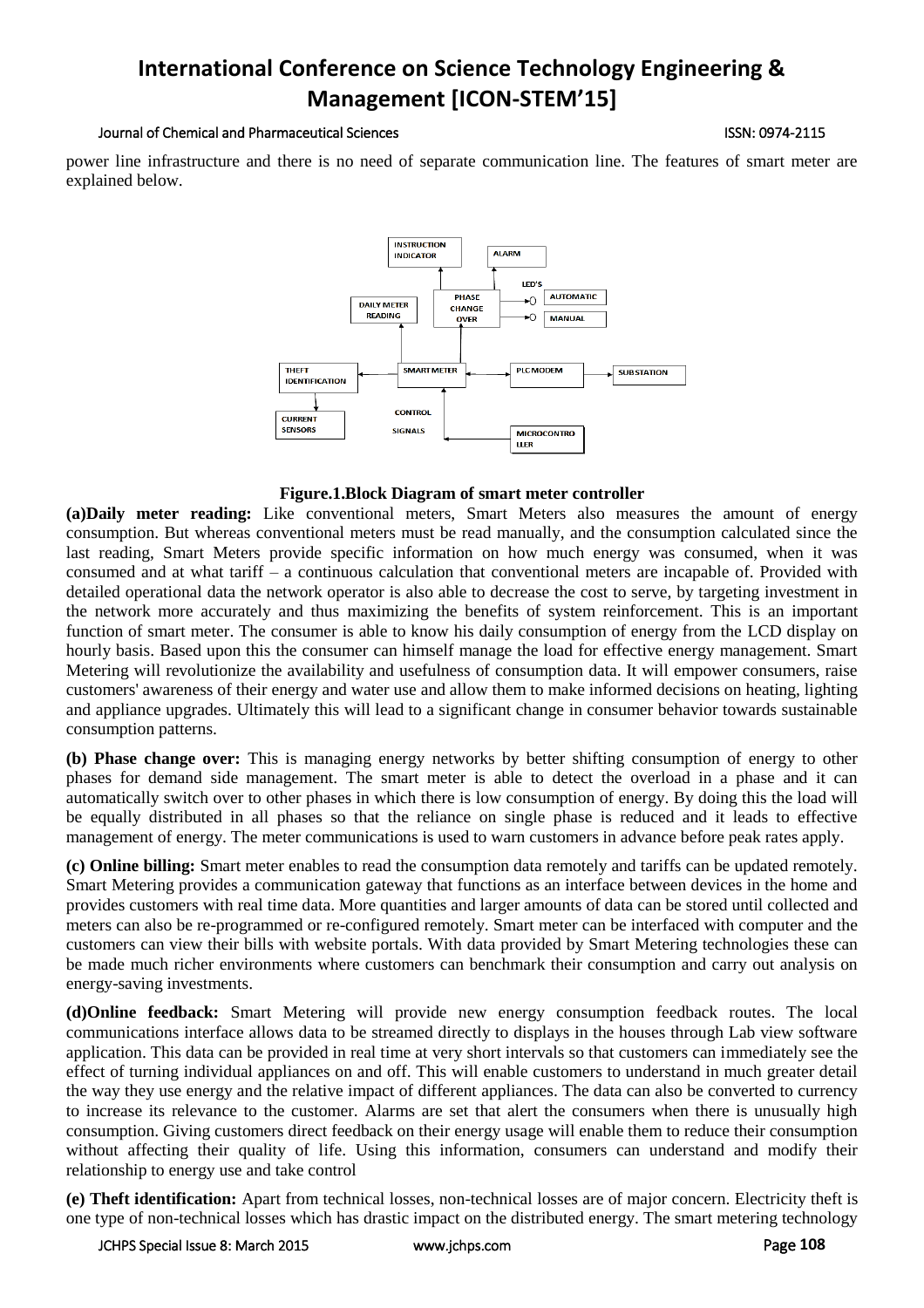power line infrastructure and there is no need of separate communication line. The features of smart meter are explained below.

INSTRUCTION INDICATOR

ALARM

LED'S

PHASE CHANGE OVER

AUTOMATIC

MANUAL

DAILY METER READING

THEFT IDENTIFICATION

SMART METER

PLC MODEM

SUBSTATION

CURRENT SENSORS

CONTROL SIGNALS

MICROCONTROLLER

**Figure.1.Block Diagram of smart meter controller**

**(a)Daily meter reading:** Like conventional meters, Smart Meters also measures the amount of energy consumption. But whereas conventional meters must be read manually, and the consumption calculated since the last reading, Smart Meters provide specific information on how much energy was consumed, when it was consumed and at what tariff – a continuous calculation that conventional meters are incapable of. Provided with detailed operational data the network operator is also able to decrease the cost to serve, by targeting investment in the network more accurately and thus maximizing the benefits of system reinforcement. This is an important function of smart meter. The consumer is able to know his daily consumption of energy from the LCD display on hourly basis. Based upon this the consumer can himself manage the load for effective energy management. Smart Metering will revolutionize the availability and usefulness of consumption data. It will empower consumers, raise customers' awareness of their energy and water use and allow them to make informed decisions on heating, lighting and appliance upgrades. Ultimately this will lead to a significant change in consumer behavior towards sustainable consumption patterns.

**(b) Phase change over:** This is managing energy networks by better shifting consumption of energy to other phases for demand side management. The smart meter is able to detect the overload in a phase and it can automatically switch over to other phases in which there is low consumption of energy. By doing this the load will be equally distributed in all phases so that the reliance on single phase is reduced and it leads to effective management of energy. The meter communications is used to warn customers in advance before peak rates apply.

**(c) Online billing:** Smart meter enables to read the consumption data remotely and tariffs can be updated remotely. Smart Metering provides a communication gateway that functions as an interface between devices in the home and provides customers with real time data. More quantities and larger amounts of data can be stored until collected and meters can also be re-programmed or re-configured remotely. Smart meter can be interfaced with computer and the customers can view their bills with website portals. With data provided by Smart Metering technologies these can be made much richer environments where customers can benchmark their consumption and carry out analysis on energy-saving investments.

**(d)Online feedback:** Smart Metering will provide new energy consumption feedback routes. The local communications interface allows data to be streamed directly to displays in the houses through Lab view software application. This data can be provided in real time at very short intervals so that customers can immediately see the effect of turning individual appliances on and off. This will enable customers to understand in much greater detail the way they use energy and the relative impact of different appliances. The data can also be converted to currency to increase its relevance to the customer. Alarms are set that alert the consumers when there is unusually high consumption. Giving customers direct feedback on their energy usage will enable them to reduce their consumption without affecting their quality of life. Using this information, consumers can understand and modify their relationship to energy use and take control

**(e) Theft identification:** Apart from technical losses, non-technical losses are of major concern. Electricity theft is one type of non-technical losses which has drastic impact on the distributed energy. The smart metering technology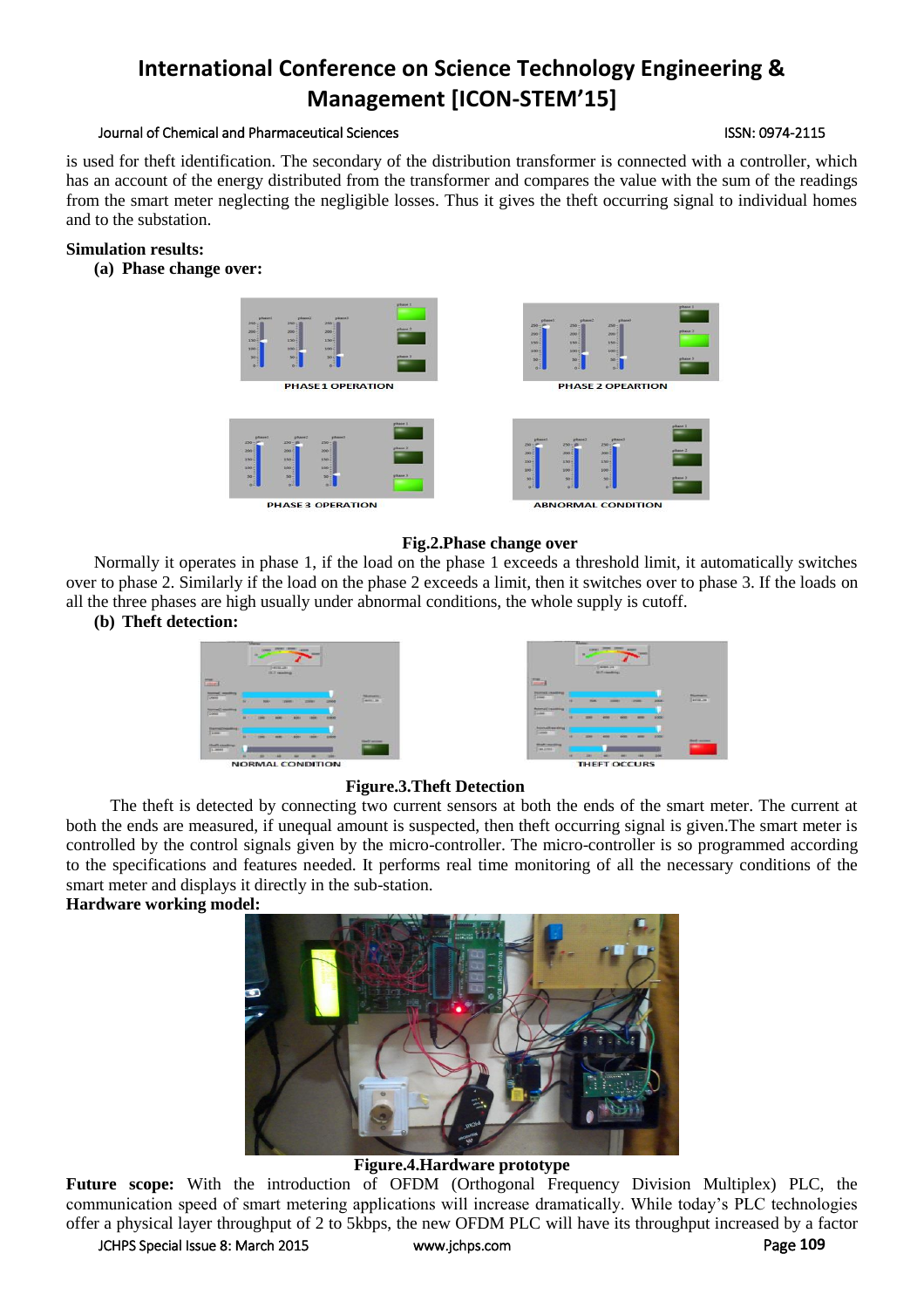is used for theft identification. The secondary of the distribution transformer is connected with a controller, which has an account of the energy distributed from the transformer and compares the value with the sum of the readings from the smart meter neglecting the negligible losses. Thus it gives the theft occurring signal to individual homes and to the substation.

**Simulation results:**

**(a) Phase change over:**

PHASE 1 OPERATION

PHASE 2 OPEARTION

PHASE 3 OPERATION

ABNORMAL CONDITION

**Fig.2.Phase change over**

Normally it operates in phase 1, if the load on the phase 1 exceeds a threshold limit, it automatically switches over to phase 2. Similarly if the load on the phase 2 exceeds a limit, then it switches over to phase 3. If the loads on all the three phases are high usually under abnormal conditions, the whole supply is cutoff.

**(b) Theft detection:**

NORMAL CONDITION

THEFT OCCURS

**Figure.3.Theft Detection**

The theft is detected by connecting two current sensors at both the ends of the smart meter. The current at both the ends are measured, if unequal amount is suspected, then theft occurring signal is given.The smart meter is controlled by the control signals given by the micro-controller. The micro-controller is so programmed according to the specifications and features needed. It performs real time monitoring of all the necessary conditions of the smart meter and displays it directly in the sub-station.

**Hardware working model:**

**Figure.4.Hardware prototype**

**Future scope:** With the introduction of OFDM (Orthogonal Frequency Division Multiplex) PLC, the communication speed of smart metering applications will increase dramatically. While today's PLC technologies offer a physical layer throughput of 2 to 5kbps, the new OFDM PLC will have its throughput increased by a factor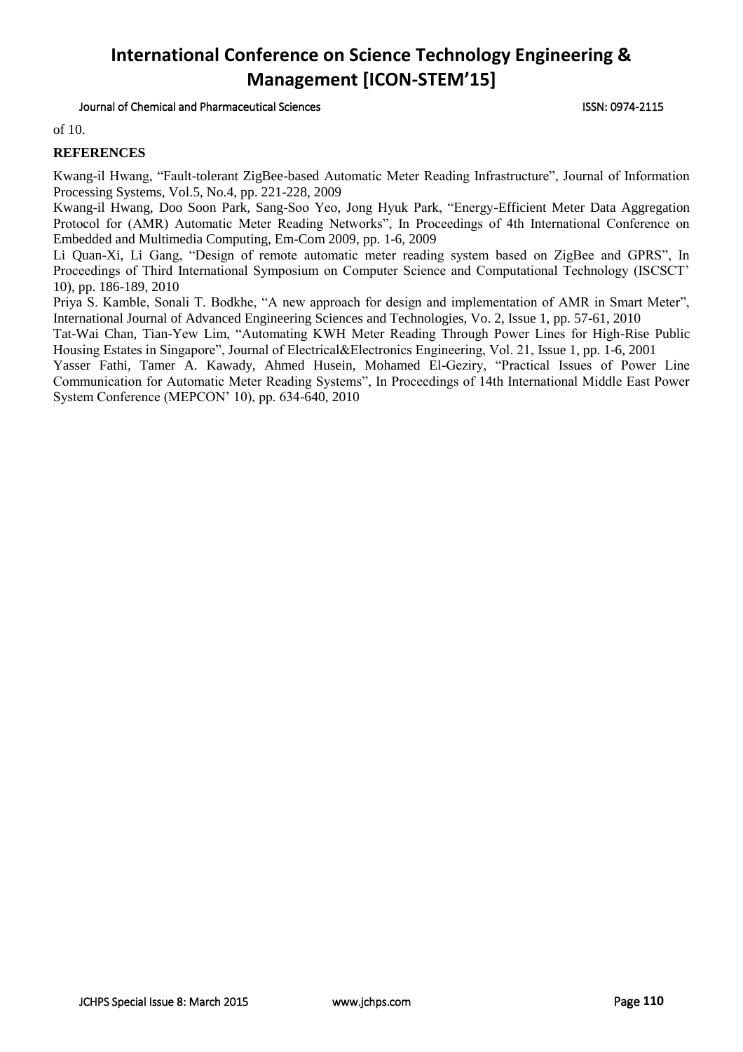of 10.

## REFERENCES

Kwang-il Hwang, "Fault-tolerant ZigBee-based Automatic Meter Reading Infrastructure", Journal of Information Processing Systems, Vol.5, No.4, pp. 221-228, 2009

Kwang-il Hwang, Doo Soon Park, Sang-Soo Yeo, Jong Hyuk Park, "Energy-Efficient Meter Data Aggregation Protocol for (AMR) Automatic Meter Reading Networks", In Proceedings of 4th International Conference on Embedded and Multimedia Computing, Em-Com 2009, pp. 1-6, 2009

Li Quan-Xi, Li Gang, "Design of remote automatic meter reading system based on ZigBee and GPRS", In Proceedings of Third International Symposium on Computer Science and Computational Technology (ISCSCT' 10), pp. 186-189, 2010

Priya S. Kamble, Sonali T. Bodkhe, "A new approach for design and implementation of AMR in Smart Meter", International Journal of Advanced Engineering Sciences and Technologies, Vo. 2, Issue 1, pp. 57-61, 2010

Tat-Wai Chan, Tian-Yew Lim, "Automating KWH Meter Reading Through Power Lines for High-Rise Public Housing Estates in Singapore", Journal of Electrical&Electronics Engineering, Vol. 21, Issue 1, pp. 1-6, 2001

Yasser Fathi, Tamer A. Kawady, Ahmed Husein, Mohamed El-Geziry, "Practical Issues of Power Line Communication for Automatic Meter Reading Systems", In Proceedings of 14th International Middle East Power System Conference (MEPCON' 10), pp. 634-640, 2010